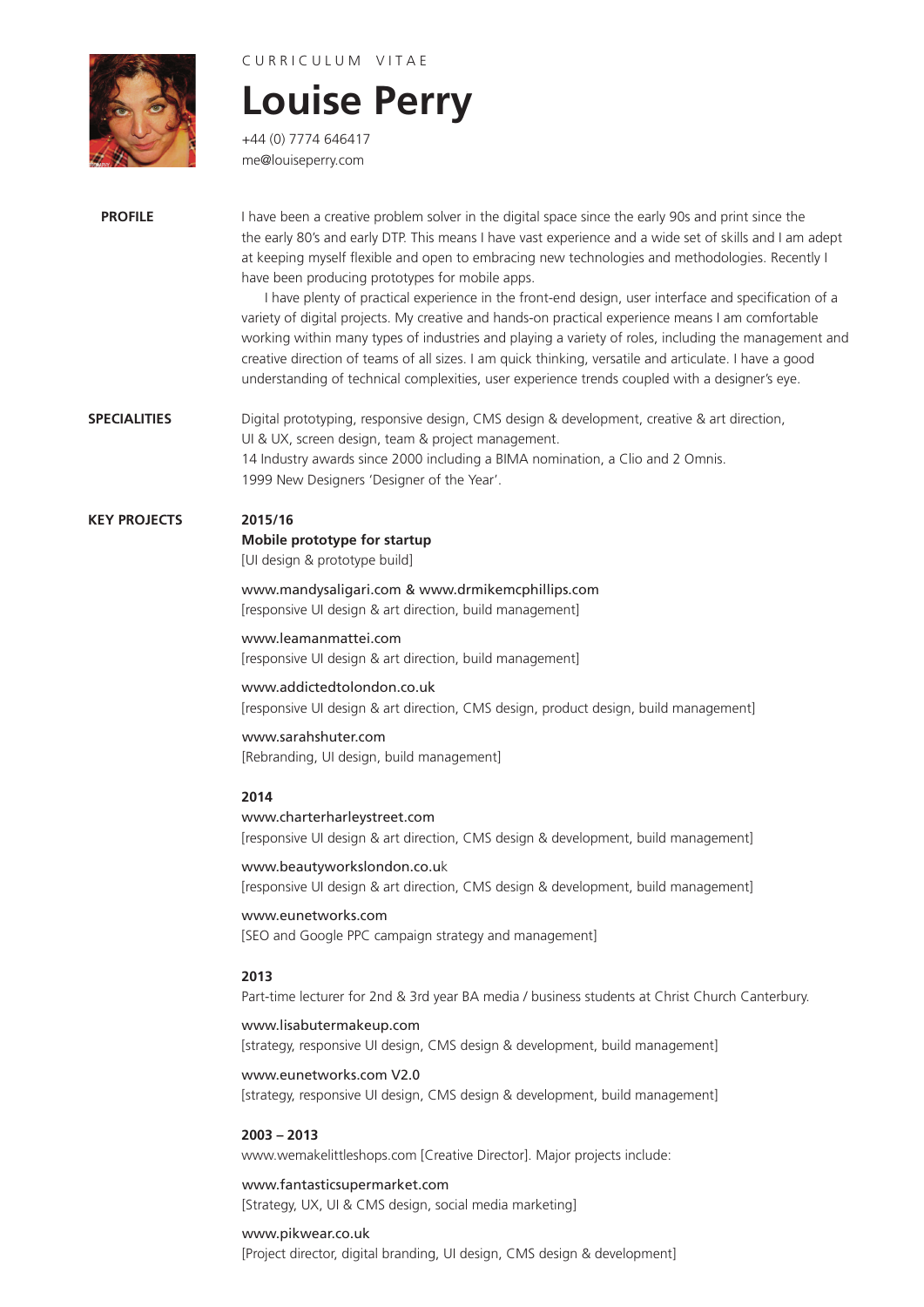CURRICULUM VITAE

# Louise Perry

+44 (0) 7774 646417
me@louiseperry.com

## PROFILE

I have been a creative problem solver in the digital space since the early 90s and print since the the early 80's and early DTP. This means I have vast experience and a wide set of skills and I am adept at keeping myself flexible and open to embracing new technologies and methodologies. Recently I have been producing prototypes for mobile apps.

I have plenty of practical experience in the front-end design, user interface and specification of a variety of digital projects. My creative and hands-on practical experience means I am comfortable working within many types of industries and playing a variety of roles, including the management and creative direction of teams of all sizes. I am quick thinking, versatile and articulate. I have a good understanding of technical complexities, user experience trends coupled with a designer's eye.

## SPECIALITIES

Digital prototyping, responsive design, CMS design & development, creative & art direction, UI & UX, screen design, team & project management.
14 Industry awards since 2000 including a BIMA nomination, a Clio and 2 Omnis.
1999 New Designers 'Designer of the Year'.

## KEY PROJECTS

### 2015/16

**Mobile prototype for startup**
[UI design & prototype build]

www.mandysaligari.com & www.drmikemcphillips.com
[responsive UI design & art direction, build management]

www.leamanmattei.com
[responsive UI design & art direction, build management]

www.addictedtolondon.co.uk
[responsive UI design & art direction, CMS design, product design, build management]

www.sarahshuter.com
[Rebranding, UI design, build management]

### 2014

www.charterharleystreet.com
[responsive UI design & art direction, CMS design & development, build management]

www.beautyworkslondon.co.uk
[responsive UI design & art direction, CMS design & development, build management]

www.eunetworks.com
[SEO and Google PPC campaign strategy and management]

### 2013

Part-time lecturer for 2nd & 3rd year BA media / business students at Christ Church Canterbury.

www.lisabutermakeup.com
[strategy, responsive UI design, CMS design & development, build management]

www.eunetworks.com V2.0
[strategy, responsive UI design, CMS design & development, build management]

### 2003 – 2013

www.wemakelittleshops.com [Creative Director]. Major projects include:

www.fantasticsupermarket.com
[Strategy, UX, UI & CMS design, social media marketing]

www.pikwear.co.uk
[Project director, digital branding, UI design, CMS design & development]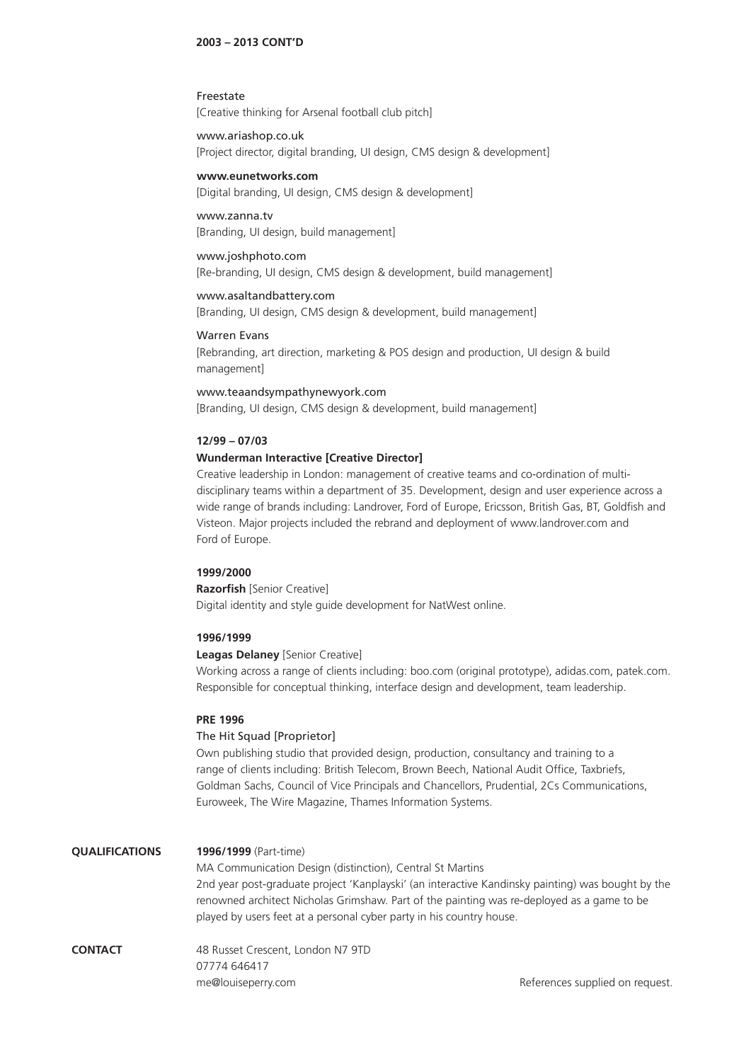**2003 – 2013 CONT'D**

Freestate
[Creative thinking for Arsenal football club pitch]

www.ariashop.co.uk
[Project director, digital branding, UI design, CMS design & development]

**www.eunetworks.com**
[Digital branding, UI design, CMS design & development]

www.zanna.tv
[Branding, UI design, build management]

www.joshphoto.com
[Re-branding, UI design, CMS design & development, build management]

www.asaltandbattery.com
[Branding, UI design, CMS design & development, build management]

Warren Evans
[Rebranding, art direction, marketing & POS design and production, UI design & build management]

www.teaandsympathynewyork.com
[Branding, UI design, CMS design & development, build management]

**12/99 – 07/03**
**Wunderman Interactive [Creative Director]**
Creative leadership in London: management of creative teams and co-ordination of multi-disciplinary teams within a department of 35. Development, design and user experience across a wide range of brands including: Landrover, Ford of Europe, Ericsson, British Gas, BT, Goldfish and Visteon. Major projects included the rebrand and deployment of www.landrover.com and Ford of Europe.

**1999/2000**
**Razorfish** [Senior Creative]
Digital identity and style guide development for NatWest online.

**1996/1999**
**Leagas Delaney** [Senior Creative]
Working across a range of clients including: boo.com (original prototype), adidas.com, patek.com. Responsible for conceptual thinking, interface design and development, team leadership.

**PRE 1996**
The Hit Squad [Proprietor]
Own publishing studio that provided design, production, consultancy and training to a range of clients including: British Telecom, Brown Beech, National Audit Office, Taxbriefs, Goldman Sachs, Council of Vice Principals and Chancellors, Prudential, 2Cs Communications, Euroweek, The Wire Magazine, Thames Information Systems.

## QUALIFICATIONS

**1996/1999** (Part-time)
MA Communication Design (distinction), Central St Martins
2nd year post-graduate project 'Kanplayski' (an interactive Kandinsky painting) was bought by the renowned architect Nicholas Grimshaw. Part of the painting was re-deployed as a game to be played by users feet at a personal cyber party in his country house.

## CONTACT

48 Russet Crescent, London N7 9TD
07774 646417
me@louiseperry.com

References supplied on request.